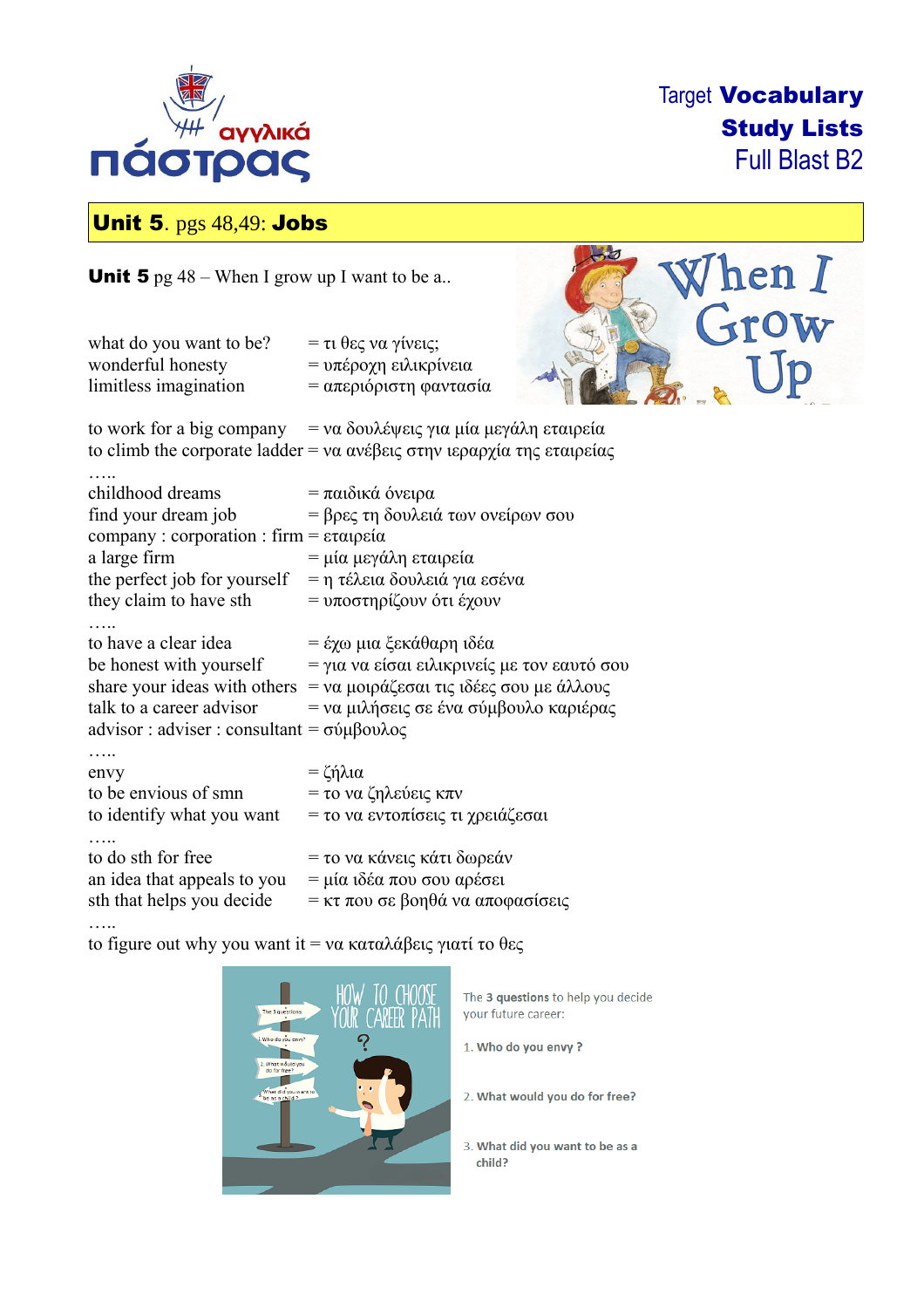Target **Vocabulary Study Lists**
Full Blast B2

## **Unit 5**. pgs 48,49: **Jobs**

**Unit 5** pg 48 – When I grow up I want to be a..

what do you want to be? = τι θες να γίνεις;
wonderful honesty = υπέροχη ειλικρίνεια
limitless imagination = απεριόριστη φαντασία

to work for a big company = να δουλέψεις για μία μεγάλη εταιρεία
to climb the corporate ladder = να ανέβεις στην ιεραρχία της εταιρείας
…..
childhood dreams = παιδικά όνειρα
find your dream job = βρες τη δουλειά των ονείρων σου
company : corporation : firm = εταιρεία
a large firm = μία μεγάλη εταιρεία
the perfect job for yourself = η τέλεια δουλειά για εσένα
they claim to have sth = υποστηρίζουν ότι έχουν
…..
to have a clear idea = έχω μια ξεκάθαρη ιδέα
be honest with yourself = για να είσαι ειλικρινείς με τον εαυτό σου
share your ideas with others = να μοιράζεσαι τις ιδέες σου με άλλους
talk to a career advisor = να μιλήσεις σε ένα σύμβουλο καριέρας
advisor : adviser : consultant = σύμβουλος
…..
envy = ζήλια
to be envious of smn = το να ζηλεύεις κπν
to identify what you want = το να εντοπίσεις τι χρειάζεσαι
…..
to do sth for free = το να κάνεις κάτι δωρεάν
an idea that appeals to you = μία ιδέα που σου αρέσει
sth that helps you decide = κτ που σε βοηθά να αποφασίσεις
…..
to figure out why you want it = να καταλάβεις γιατί το θες

The **3 questions** to help you decide your future career:

1. **Who do you envy ?**
2. **What would you do for free?**
3. **What did you want to be as a child?**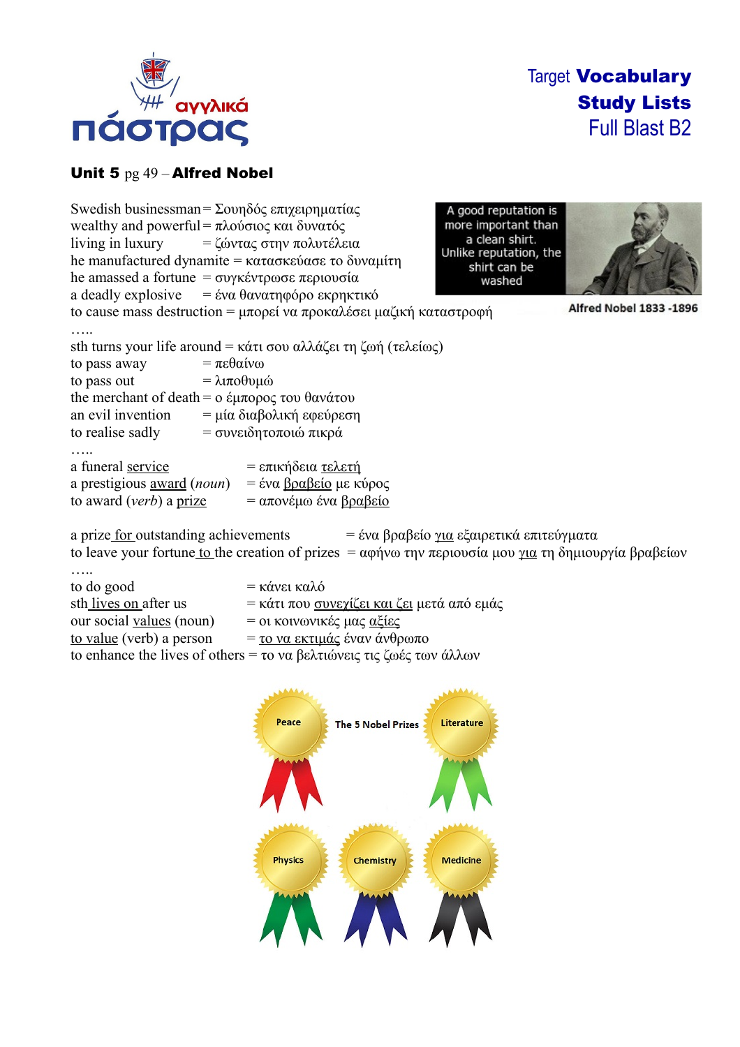Target **Vocabulary**
**Study Lists**
Full Blast B2

**Unit 5** pg 49 – **Alfred Nobel**

Swedish businessman = Σουηδός επιχειρηματίας
wealthy and powerful = πλούσιος και δυνατός
living in luxury = ζώντας στην πολυτέλεια
he manufactured dynamite = κατασκεύασε το δυναμίτη
he amassed a fortune = συγκέντρωσε περιουσία
a deadly explosive = ένα θανατηφόρο εκρηκτικό
to cause mass destruction = μπορεί να προκαλέσει μαζική καταστροφή

A good reputation is more important than a clean shirt. Unlike reputation, the shirt can be washed

Alfred Nobel 1833 -1896

…..

sth turns your life around = κάτι σου αλλάζει τη ζωή (τελείως)
to pass away = πεθαίνω
to pass out = λιποθυμώ
the merchant of death = ο έμπορος του θανάτου
an evil invention = μία διαβολική εφεύρεση
to realise sadly = συνειδητοποιώ πικρά

…..

a funeral <u>service</u> = επικήδεια <u>τελετή</u>
a prestigious <u>award</u> (*noun*) = ένα <u>βραβείο</u> με κύρος
to award (*verb*) a <u>prize</u> = απονέμω ένα <u>βραβείο</u>

a prize <u>for</u> outstanding achievements = ένα βραβείο <u>για</u> εξαιρετικά επιτεύγματα
to leave your fortune <u>to</u> the creation of prizes = αφήνω την περιουσία μου <u>για</u> τη δημιουργία βραβείων

…..

to do good = κάνει καλό
sth <u>lives on</u> after us = κάτι που <u>συνεχίζει και ζει</u> μετά από εμάς
our social <u>values</u> (noun) = οι κοινωνικές μας <u>αξίες</u>
<u>to value</u> (verb) a person = <u>το να εκτιμάς</u> έναν άνθρωπο
to enhance the lives of others = το να βελτιώνεις τις ζωές των άλλων

The 5 Nobel Prizes: Peace, Literature, Physics, Chemistry, Medicine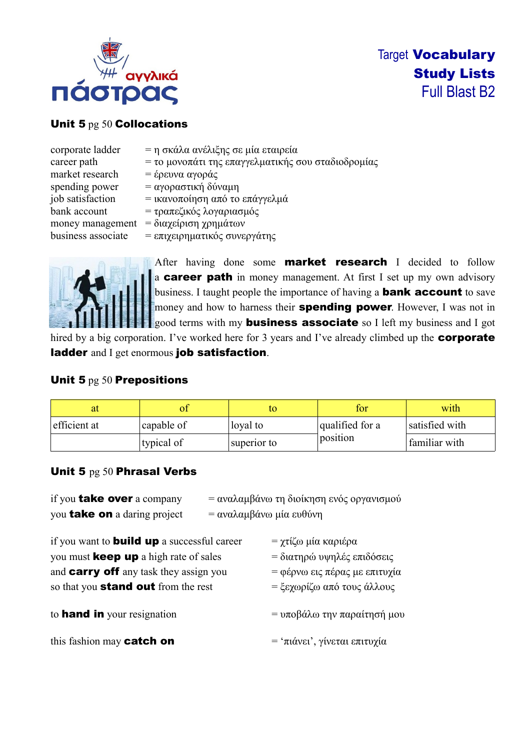Target **Vocabulary Study Lists**
Full Blast B2

## **Unit 5** pg 50 **Collocations**

corporate ladder = η σκάλα ανέλιξης σε μία εταιρεία
career path = το μονοπάτι της επαγγελματικής σου σταδιοδρομίας
market research = έρευνα αγοράς
spending power = αγοραστική δύναμη
job satisfaction = ικανοποίηση από το επάγγελμά
bank account = τραπεζικός λογαριασμός
money management = διαχείριση χρημάτων
business associate = επιχειρηματικός συνεργάτης

After having done some **market research** I decided to follow a **career path** in money management. At first I set up my own advisory business. I taught people the importance of having a **bank account** to save money and how to harness their **spending power**. However, I was not in good terms with my **business associate** so I left my business and I got hired by a big corporation. I've worked here for 3 years and I've already climbed up the **corporate ladder** and I get enormous **job satisfaction**.

## **Unit 5** pg 50 **Prepositions**

| at | of | to | for | with |
|---|---|---|---|---|
| efficient at | capable of | loyal to | qualified for a position | satisfied with |
| | typical of | superior to | | familiar with |

## **Unit 5** pg 50 **Phrasal Verbs**

if you **take over** a company = αναλαμβάνω τη διοίκηση ενός οργανισμού
you **take on** a daring project = αναλαμβάνω μία ευθύνη

if you want to **build up** a successful career = χτίζω μία καριέρα
you must **keep up** a high rate of sales = διατηρώ υψηλές επιδόσεις
and **carry off** any task they assign you = φέρνω εις πέρας με επιτυχία
so that you **stand out** from the rest = ξεχωρίζω από τους άλλους

to **hand in** your resignation = υποβάλω την παραίτησή μου

this fashion may **catch on** = 'πιάνει', γίνεται επιτυχία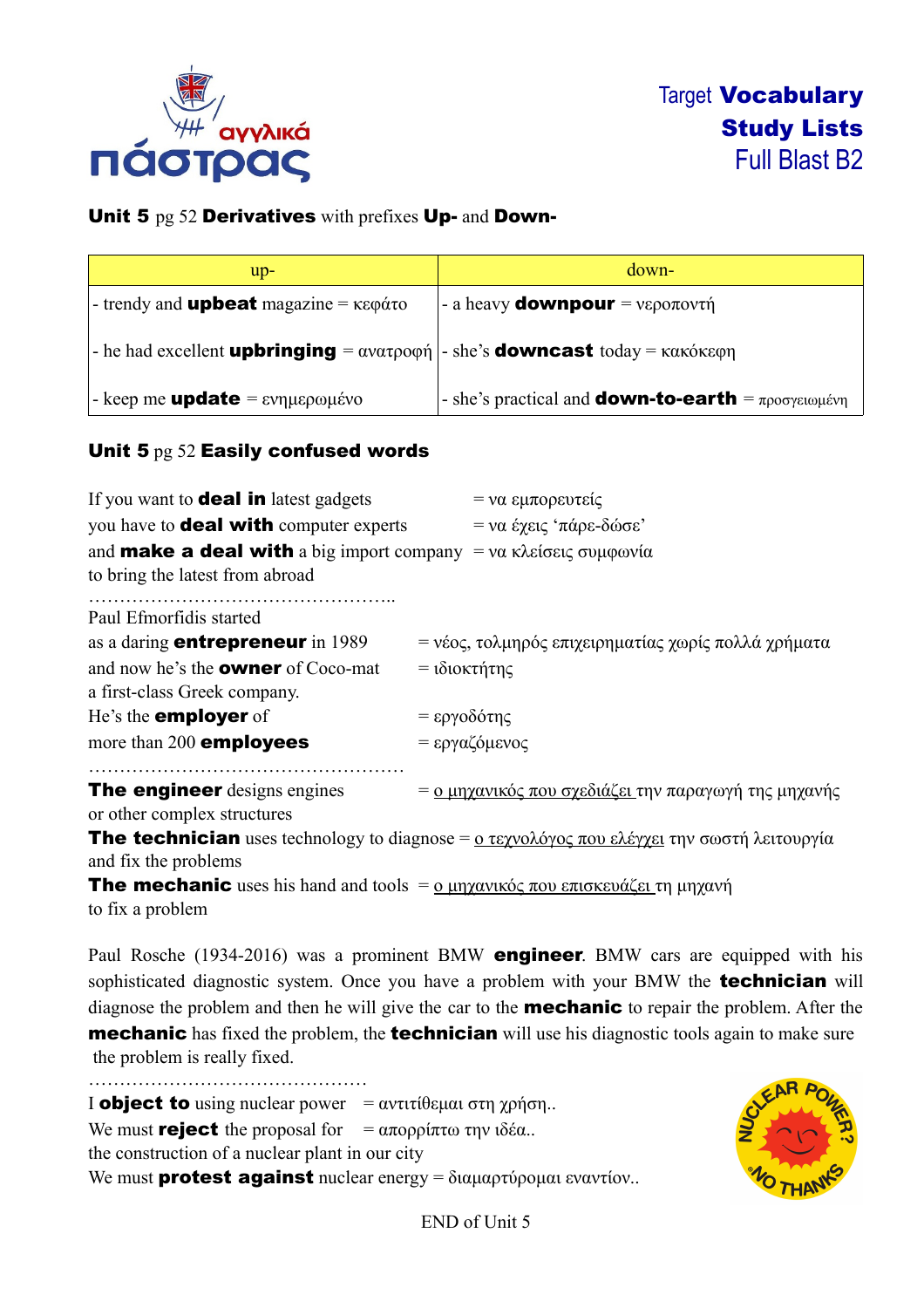αγγλικά πάστρας

Target **Vocabulary Study Lists**
Full Blast B2

**Unit 5** pg 52 **Derivatives** with prefixes **Up-** and **Down-**

| up- | down- |
|---|---|
| - trendy and **upbeat** magazine = κεφάτο | - a heavy **downpour** = νεροποντή |
| - he had excellent **upbringing** = ανατροφή | - she's **downcast** today = κακόκεφη |
| - keep me **update** = ενημερωμένο | - she's practical and **down-to-earth** = προσγειωμένη |

**Unit 5** pg 52 **Easily confused words**

If you want to **deal in** latest gadgets = να εμπορευτείς
you have to **deal with** computer experts = να έχεις 'πάρε-δώσε'
and **make a deal with** a big import company = να κλείσεις συμφωνία
to bring the latest from abroad

…………………………………………..

Paul Efmorfidis started
as a daring **entrepreneur** in 1989 = νέος, τολμηρός επιχειρηματίας χωρίς πολλά χρήματα
and now he's the **owner** of Coco-mat = ιδιοκτήτης
a first-class Greek company.
He's the **employer** of = εργοδότης
more than 200 **employees** = εργαζόμενος

……………………………………………

**The engineer** designs engines = ο μηχανικός που σχεδιάζει την παραγωγή της μηχανής
or other complex structures
**The technician** uses technology to diagnose = ο τεχνολόγος που ελέγχει την σωστή λειτουργία
and fix the problems
**The mechanic** uses his hand and tools = ο μηχανικός που επισκευάζει τη μηχανή
to fix a problem

Paul Rosche (1934-2016) was a prominent BMW **engineer**. BMW cars are equipped with his sophisticated diagnostic system. Once you have a problem with your BMW the **technician** will diagnose the problem and then he will give the car to the **mechanic** to repair the problem. After the **mechanic** has fixed the problem, the **technician** will use his diagnostic tools again to make sure the problem is really fixed.

………………………………………

I **object to** using nuclear power = αντιτίθεμαι στη χρήση..
We must **reject** the proposal for = απορρίπτω την ιδέα..
the construction of a nuclear plant in our city
We must **protest against** nuclear energy = διαμαρτύρομαι εναντίον..

NUCLEAR POWER? NO THANKS

END of Unit 5